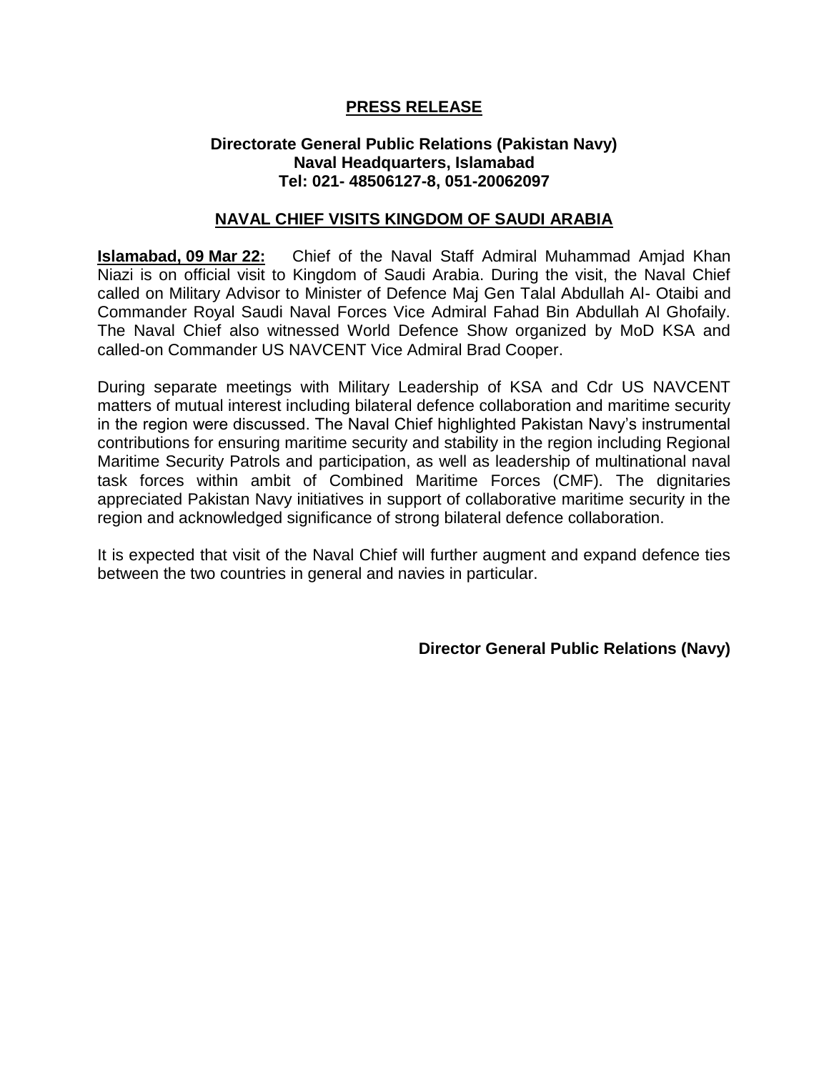# PRESS RELEASE

**Directorate General Public Relations (Pakistan Navy)**
**Naval Headquarters, Islamabad**
**Tel: 021- 48506127-8, 051-20062097**

## NAVAL CHIEF VISITS KINGDOM OF SAUDI ARABIA

**Islamabad, 09 Mar 22:** Chief of the Naval Staff Admiral Muhammad Amjad Khan Niazi is on official visit to Kingdom of Saudi Arabia. During the visit, the Naval Chief called on Military Advisor to Minister of Defence Maj Gen Talal Abdullah Al- Otaibi and Commander Royal Saudi Naval Forces Vice Admiral Fahad Bin Abdullah Al Ghofaily. The Naval Chief also witnessed World Defence Show organized by MoD KSA and called-on Commander US NAVCENT Vice Admiral Brad Cooper.

During separate meetings with Military Leadership of KSA and Cdr US NAVCENT matters of mutual interest including bilateral defence collaboration and maritime security in the region were discussed. The Naval Chief highlighted Pakistan Navy's instrumental contributions for ensuring maritime security and stability in the region including Regional Maritime Security Patrols and participation, as well as leadership of multinational naval task forces within ambit of Combined Maritime Forces (CMF). The dignitaries appreciated Pakistan Navy initiatives in support of collaborative maritime security in the region and acknowledged significance of strong bilateral defence collaboration.

It is expected that visit of the Naval Chief will further augment and expand defence ties between the two countries in general and navies in particular.

**Director General Public Relations (Navy)**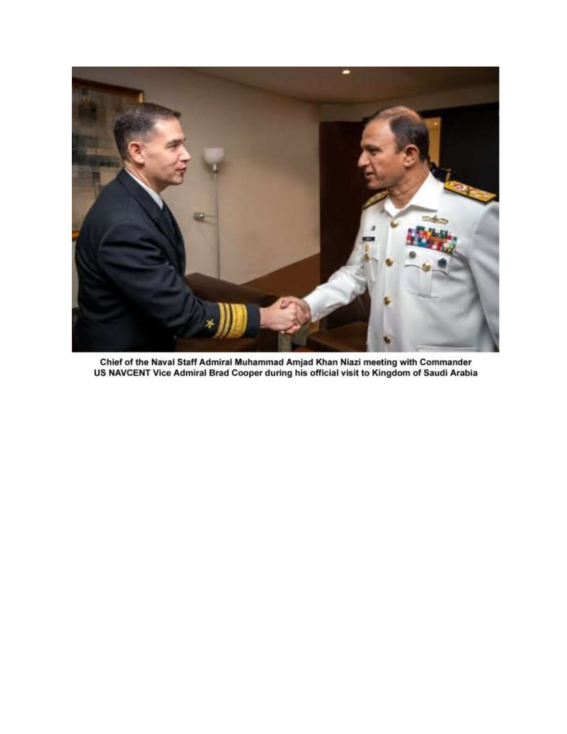**Chief of the Naval Staff Admiral Muhammad Amjad Khan Niazi meeting with Commander US NAVCENT Vice Admiral Brad Cooper during his official visit to Kingdom of Saudi Arabia**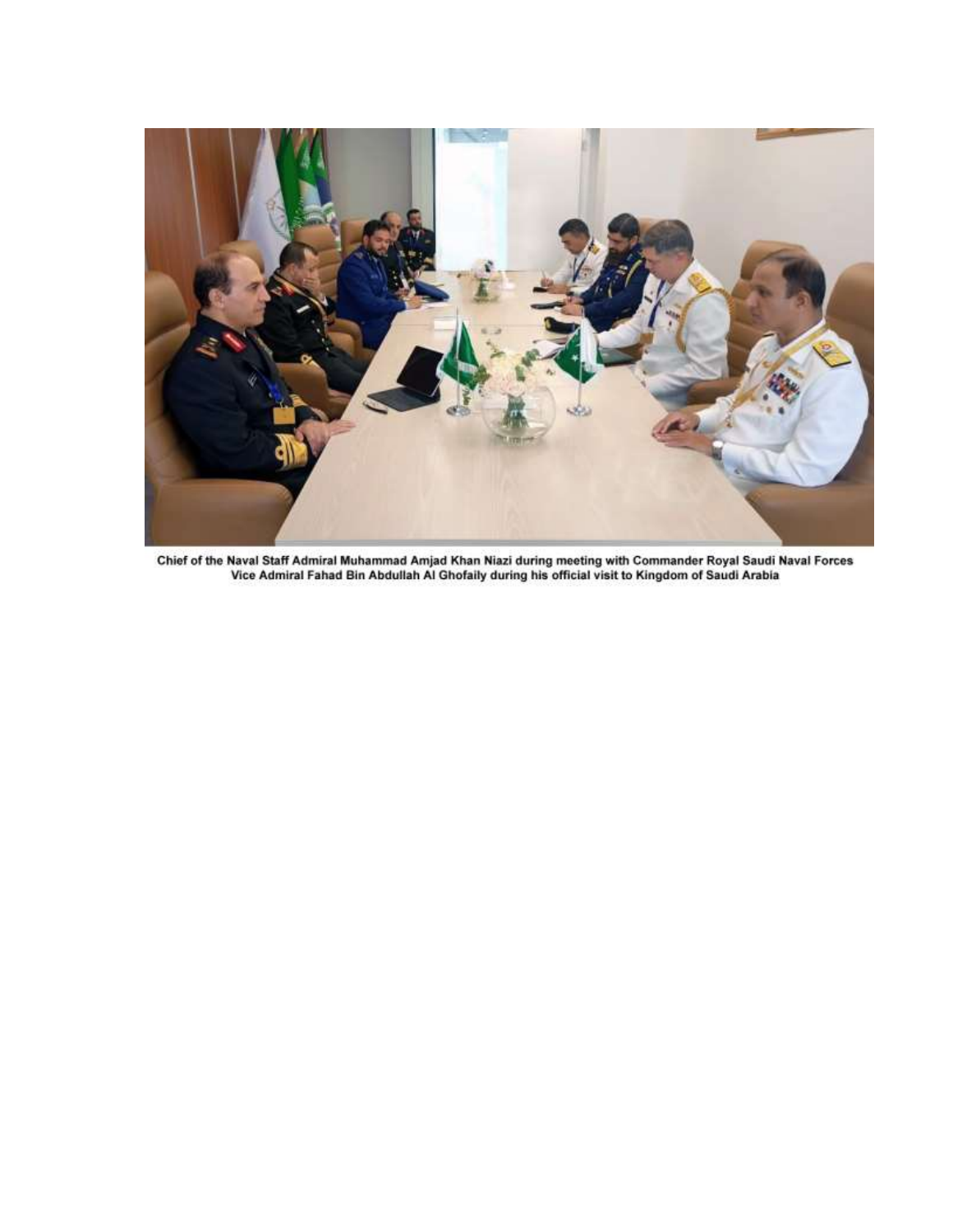Chief of the Naval Staff Admiral Muhammad Amjad Khan Niazi during meeting with Commander Royal Saudi Naval Forces Vice Admiral Fahad Bin Abdullah Al Ghofaily during his official visit to Kingdom of Saudi Arabia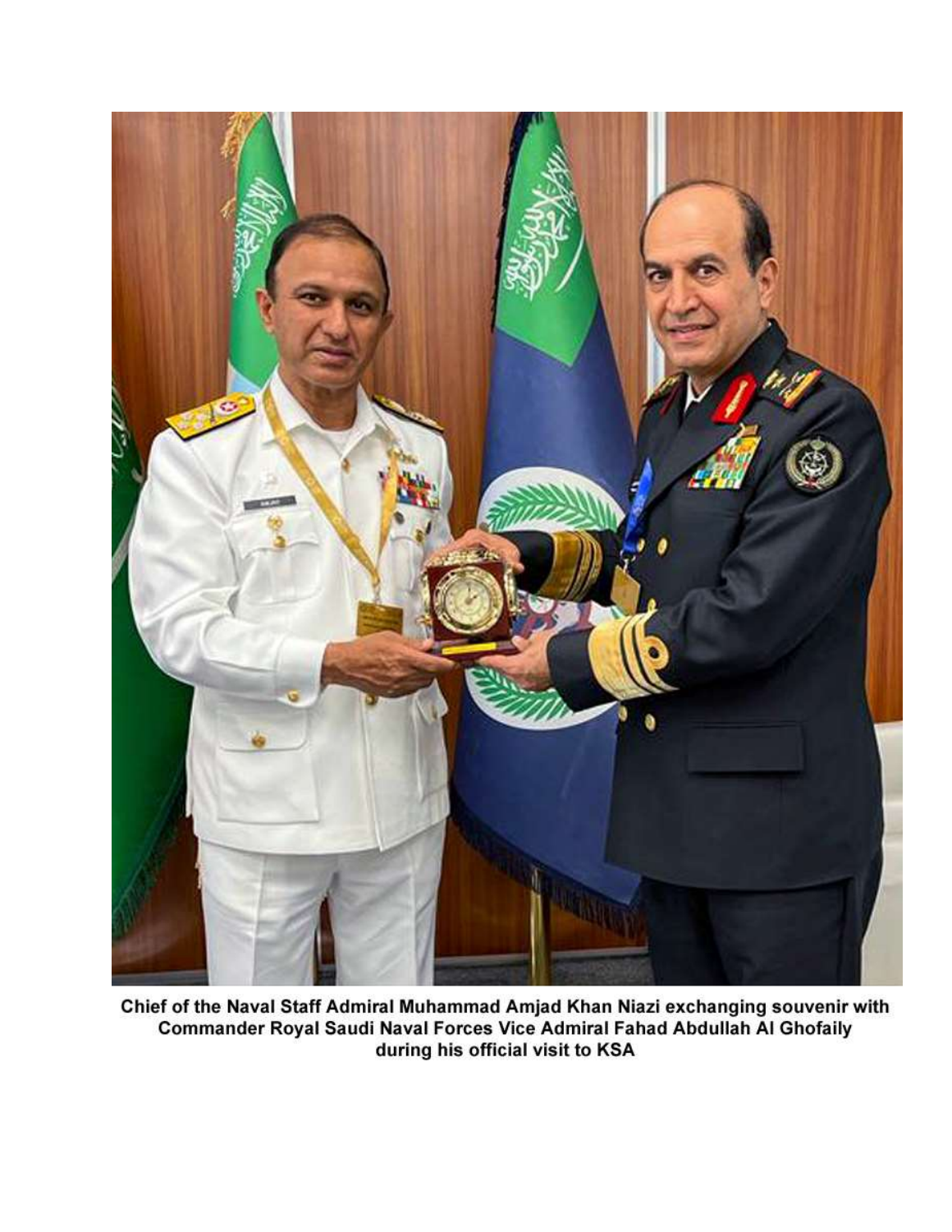**Chief of the Naval Staff Admiral Muhammad Amjad Khan Niazi exchanging souvenir with Commander Royal Saudi Naval Forces Vice Admiral Fahad Abdullah Al Ghofaily during his official visit to KSA**